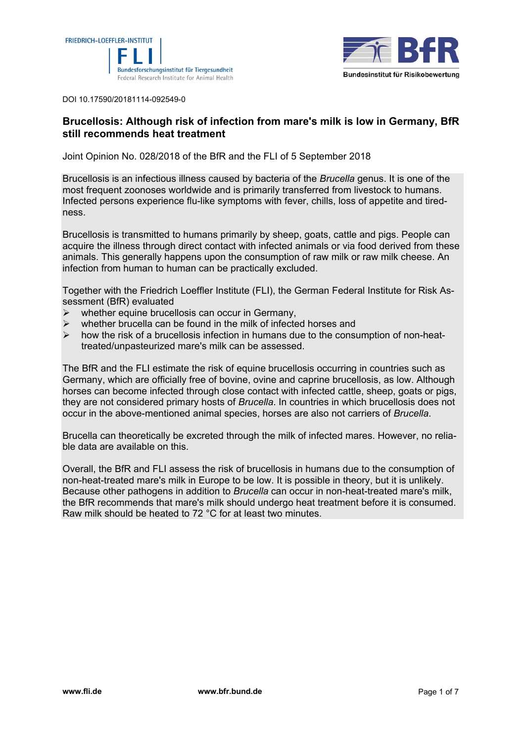FRIEDRICH-LOEFFLER-INSTITUT

FLI

Bundesforschungsinstitut für Tiergesundheit
Federal Research Institute for Animal Health

BfR

Bundesinstitut für Risikobewertung

DOI 10.17590/20181114-092549-0

# Brucellosis: Although risk of infection from mare's milk is low in Germany, BfR still recommends heat treatment

Joint Opinion No. 028/2018 of the BfR and the FLI of 5 September 2018

Brucellosis is an infectious illness caused by bacteria of the *Brucella* genus. It is one of the most frequent zoonoses worldwide and is primarily transferred from livestock to humans. Infected persons experience flu-like symptoms with fever, chills, loss of appetite and tiredness.

Brucellosis is transmitted to humans primarily by sheep, goats, cattle and pigs. People can acquire the illness through direct contact with infected animals or via food derived from these animals. This generally happens upon the consumption of raw milk or raw milk cheese. An infection from human to human can be practically excluded.

Together with the Friedrich Loeffler Institute (FLI), the German Federal Institute for Risk Assessment (BfR) evaluated

- whether equine brucellosis can occur in Germany,
- whether brucella can be found in the milk of infected horses and
- how the risk of a brucellosis infection in humans due to the consumption of non-heat-treated/unpasteurized mare's milk can be assessed.

The BfR and the FLI estimate the risk of equine brucellosis occurring in countries such as Germany, which are officially free of bovine, ovine and caprine brucellosis, as low. Although horses can become infected through close contact with infected cattle, sheep, goats or pigs, they are not considered primary hosts of *Brucella*. In countries in which brucellosis does not occur in the above-mentioned animal species, horses are also not carriers of *Brucella*.

Brucella can theoretically be excreted through the milk of infected mares. However, no reliable data are available on this.

Overall, the BfR and FLI assess the risk of brucellosis in humans due to the consumption of non-heat-treated mare's milk in Europe to be low. It is possible in theory, but it is unlikely. Because other pathogens in addition to *Brucella* can occur in non-heat-treated mare's milk, the BfR recommends that mare's milk should undergo heat treatment before it is consumed. Raw milk should be heated to 72 °C for at least two minutes.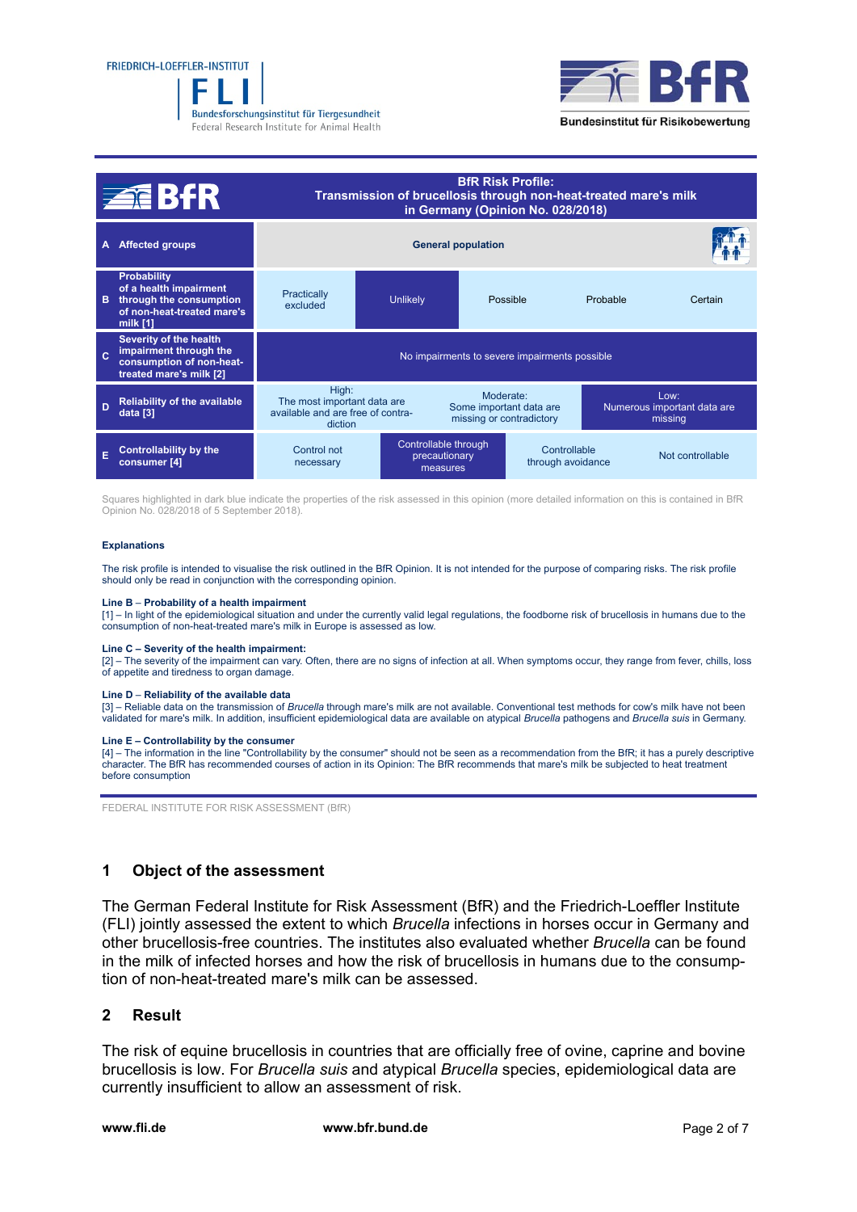| BfR | BfR Risk Profile: Transmission of brucellosis through non-heat-treated mare's milk in Germany (Opinion No. 028/2018) | | | | |
|---|---|---|---|---|---|
| **A Affected groups** | General population | | | | |
| **B Probability of a health impairment through the consumption of non-heat-treated mare's milk [1]** | Practically excluded | Unlikely | Possible | Probable | Certain |
| **C Severity of the health impairment through the consumption of non-heat-treated mare's milk [2]** | No impairments to severe impairments possible | | | | |
| **D Reliability of the available data [3]** | High: The most important data are available and are free of contra-diction | Moderate: Some important data are missing or contradictory | Low: Numerous important data are missing | | |
| **E Controllability by the consumer [4]** | Control not necessary | Controllable through precautionary measures | Controllable through avoidance | Not controllable | |

Squares highlighted in dark blue indicate the properties of the risk assessed in this opinion (more detailed information on this is contained in BfR Opinion No. 028/2018 of 5 September 2018).

**Explanations**

The risk profile is intended to visualise the risk outlined in the BfR Opinion. It is not intended for the purpose of comparing risks. The risk profile should only be read in conjunction with the corresponding opinion.

**Line B – Probability of a health impairment**
[1] – In light of the epidemiological situation and under the currently valid legal regulations, the foodborne risk of brucellosis in humans due to the consumption of non-heat-treated mare's milk in Europe is assessed as low.

**Line C – Severity of the health impairment:**
[2] – The severity of the impairment can vary. Often, there are no signs of infection at all. When symptoms occur, they range from fever, chills, loss of appetite and tiredness to organ damage.

**Line D – Reliability of the available data**
[3] – Reliable data on the transmission of *Brucella* through mare's milk are not available. Conventional test methods for cow's milk have not been validated for mare's milk. In addition, insufficient epidemiological data are available on atypical *Brucella* pathogens and *Brucella suis* in Germany.

**Line E – Controllability by the consumer**
[4] – The information in the line "Controllability by the consumer" should not be seen as a recommendation from the BfR; it has a purely descriptive character. The BfR has recommended courses of action in its Opinion: The BfR recommends that mare's milk be subjected to heat treatment before consumption

FEDERAL INSTITUTE FOR RISK ASSESSMENT (BfR)

## 1 Object of the assessment

The German Federal Institute for Risk Assessment (BfR) and the Friedrich-Loeffler Institute (FLI) jointly assessed the extent to which *Brucella* infections in horses occur in Germany and other brucellosis-free countries. The institutes also evaluated whether *Brucella* can be found in the milk of infected horses and how the risk of brucellosis in humans due to the consumption of non-heat-treated mare's milk can be assessed.

## 2 Result

The risk of equine brucellosis in countries that are officially free of ovine, caprine and bovine brucellosis is low. For *Brucella suis* and atypical *Brucella* species, epidemiological data are currently insufficient to allow an assessment of risk.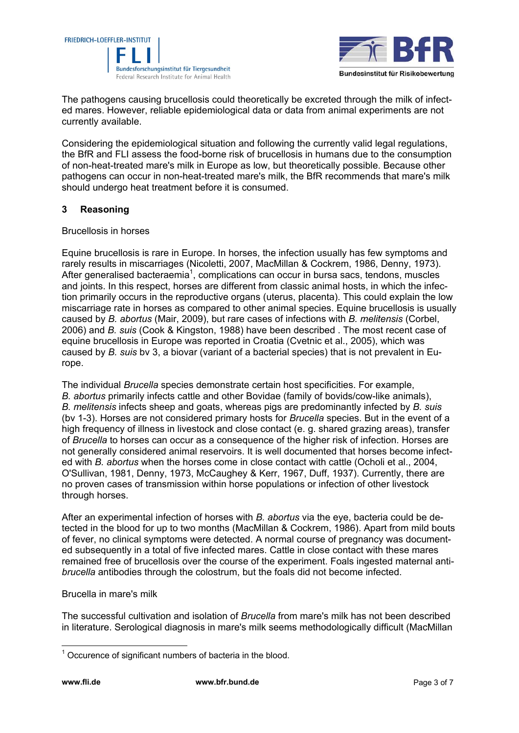The pathogens causing brucellosis could theoretically be excreted through the milk of infected mares. However, reliable epidemiological data or data from animal experiments are not currently available.

Considering the epidemiological situation and following the currently valid legal regulations, the BfR and FLI assess the food-borne risk of brucellosis in humans due to the consumption of non-heat-treated mare's milk in Europe as low, but theoretically possible. Because other pathogens can occur in non-heat-treated mare's milk, the BfR recommends that mare's milk should undergo heat treatment before it is consumed.

## 3 Reasoning

Brucellosis in horses

Equine brucellosis is rare in Europe. In horses, the infection usually has few symptoms and rarely results in miscarriages (Nicoletti, 2007, MacMillan & Cockrem, 1986, Denny, 1973). After generalised bacteraemia[1], complications can occur in bursa sacs, tendons, muscles and joints. In this respect, horses are different from classic animal hosts, in which the infection primarily occurs in the reproductive organs (uterus, placenta). This could explain the low miscarriage rate in horses as compared to other animal species. Equine brucellosis is usually caused by *B. abortus* (Mair, 2009), but rare cases of infections with *B. melitensis* (Corbel, 2006) and *B. suis* (Cook & Kingston, 1988) have been described . The most recent case of equine brucellosis in Europe was reported in Croatia (Cvetnic et al., 2005), which was caused by *B. suis* bv 3, a biovar (variant of a bacterial species) that is not prevalent in Europe.

The individual *Brucella* species demonstrate certain host specificities. For example, *B. abortus* primarily infects cattle and other Bovidae (family of bovids/cow-like animals), *B. melitensis* infects sheep and goats, whereas pigs are predominantly infected by *B. suis* (bv 1-3). Horses are not considered primary hosts for *Brucella* species. But in the event of a high frequency of illness in livestock and close contact (e. g. shared grazing areas), transfer of *Brucella* to horses can occur as a consequence of the higher risk of infection. Horses are not generally considered animal reservoirs. It is well documented that horses become infected with *B. abortus* when the horses come in close contact with cattle (Ocholi et al., 2004, O'Sullivan, 1981, Denny, 1973, McCaughey & Kerr, 1967, Duff, 1937). Currently, there are no proven cases of transmission within horse populations or infection of other livestock through horses.

After an experimental infection of horses with *B. abortus* via the eye, bacteria could be detected in the blood for up to two months (MacMillan & Cockrem, 1986). Apart from mild bouts of fever, no clinical symptoms were detected. A normal course of pregnancy was documented subsequently in a total of five infected mares. Cattle in close contact with these mares remained free of brucellosis over the course of the experiment. Foals ingested maternal anti-*brucella* antibodies through the colostrum, but the foals did not become infected.

Brucella in mare's milk

The successful cultivation and isolation of *Brucella* from mare's milk has not been described in literature. Serological diagnosis in mare's milk seems methodologically difficult (MacMillan

[1] Occurence of significant numbers of bacteria in the blood.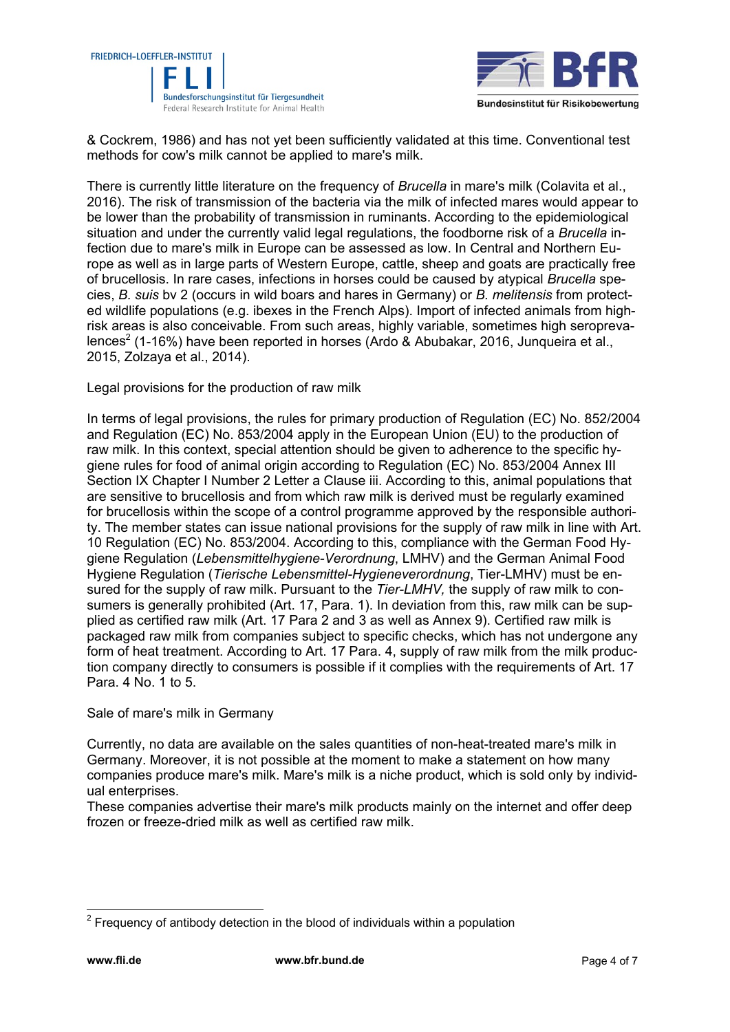& Cockrem, 1986) and has not yet been sufficiently validated at this time. Conventional test methods for cow's milk cannot be applied to mare's milk.

There is currently little literature on the frequency of *Brucella* in mare's milk (Colavita et al., 2016). The risk of transmission of the bacteria via the milk of infected mares would appear to be lower than the probability of transmission in ruminants. According to the epidemiological situation and under the currently valid legal regulations, the foodborne risk of a *Brucella* infection due to mare's milk in Europe can be assessed as low. In Central and Northern Europe as well as in large parts of Western Europe, cattle, sheep and goats are practically free of brucellosis. In rare cases, infections in horses could be caused by atypical *Brucella* species, *B. suis* bv 2 (occurs in wild boars and hares in Germany) or *B. melitensis* from protected wildlife populations (e.g. ibexes in the French Alps). Import of infected animals from high-risk areas is also conceivable. From such areas, highly variable, sometimes high seroprevalences[2] (1-16%) have been reported in horses (Ardo & Abubakar, 2016, Junqueira et al., 2015, Zolzaya et al., 2014).

## Legal provisions for the production of raw milk

In terms of legal provisions, the rules for primary production of Regulation (EC) No. 852/2004 and Regulation (EC) No. 853/2004 apply in the European Union (EU) to the production of raw milk. In this context, special attention should be given to adherence to the specific hygiene rules for food of animal origin according to Regulation (EC) No. 853/2004 Annex III Section IX Chapter I Number 2 Letter a Clause iii. According to this, animal populations that are sensitive to brucellosis and from which raw milk is derived must be regularly examined for brucellosis within the scope of a control programme approved by the responsible authority. The member states can issue national provisions for the supply of raw milk in line with Art. 10 Regulation (EC) No. 853/2004. According to this, compliance with the German Food Hygiene Regulation (*Lebensmittelhygiene-Verordnung*, LMHV) and the German Animal Food Hygiene Regulation (*Tierische Lebensmittel-Hygieneverordnung*, Tier-LMHV) must be ensured for the supply of raw milk. Pursuant to the *Tier-LMHV,* the supply of raw milk to consumers is generally prohibited (Art. 17, Para. 1). In deviation from this, raw milk can be supplied as certified raw milk (Art. 17 Para 2 and 3 as well as Annex 9). Certified raw milk is packaged raw milk from companies subject to specific checks, which has not undergone any form of heat treatment. According to Art. 17 Para. 4, supply of raw milk from the milk production company directly to consumers is possible if it complies with the requirements of Art. 17 Para. 4 No. 1 to 5.

## Sale of mare's milk in Germany

Currently, no data are available on the sales quantities of non-heat-treated mare's milk in Germany. Moreover, it is not possible at the moment to make a statement on how many companies produce mare's milk. Mare's milk is a niche product, which is sold only by individual enterprises.
These companies advertise their mare's milk products mainly on the internet and offer deep frozen or freeze-dried milk as well as certified raw milk.

[2] Frequency of antibody detection in the blood of individuals within a population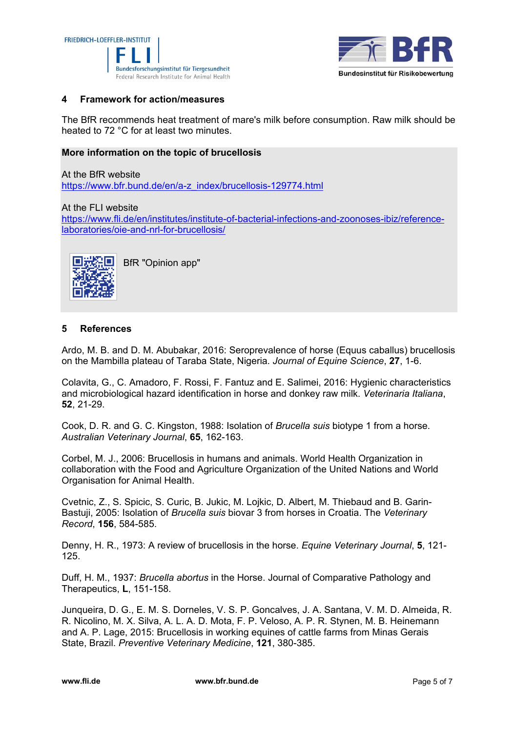## 4 Framework for action/measures

The BfR recommends heat treatment of mare's milk before consumption. Raw milk should be heated to 72 °C for at least two minutes.

**More information on the topic of brucellosis**

At the BfR website
https://www.bfr.bund.de/en/a-z_index/brucellosis-129774.html

At the FLI website
https://www.fli.de/en/institutes/institute-of-bacterial-infections-and-zoonoses-ibiz/reference-laboratories/oie-and-nrl-for-brucellosis/

BfR "Opinion app"

## 5 References

Ardo, M. B. and D. M. Abubakar, 2016: Seroprevalence of horse (Equus caballus) brucellosis on the Mambilla plateau of Taraba State, Nigeria. *Journal of Equine Science*, **27**, 1-6.

Colavita, G., C. Amadoro, F. Rossi, F. Fantuz and E. Salimei, 2016: Hygienic characteristics and microbiological hazard identification in horse and donkey raw milk. *Veterinaria Italiana*, **52**, 21-29.

Cook, D. R. and G. C. Kingston, 1988: Isolation of *Brucella suis* biotype 1 from a horse. *Australian Veterinary Journal*, **65**, 162-163.

Corbel, M. J., 2006: Brucellosis in humans and animals. World Health Organization in collaboration with the Food and Agriculture Organization of the United Nations and World Organisation for Animal Health.

Cvetnic, Z., S. Spicic, S. Curic, B. Jukic, M. Lojkic, D. Albert, M. Thiebaud and B. Garin-Bastuji, 2005: Isolation of *Brucella suis* biovar 3 from horses in Croatia. The *Veterinary Record*, **156**, 584-585.

Denny, H. R., 1973: A review of brucellosis in the horse. *Equine Veterinary Journal*, **5**, 121-125.

Duff, H. M., 1937: *Brucella abortus* in the Horse. Journal of Comparative Pathology and Therapeutics, **L**, 151-158.

Junqueira, D. G., E. M. S. Dorneles, V. S. P. Goncalves, J. A. Santana, V. M. D. Almeida, R. R. Nicolino, M. X. Silva, A. L. A. D. Mota, F. P. Veloso, A. P. R. Stynen, M. B. Heinemann and A. P. Lage, 2015: Brucellosis in working equines of cattle farms from Minas Gerais State, Brazil. *Preventive Veterinary Medicine*, **121**, 380-385.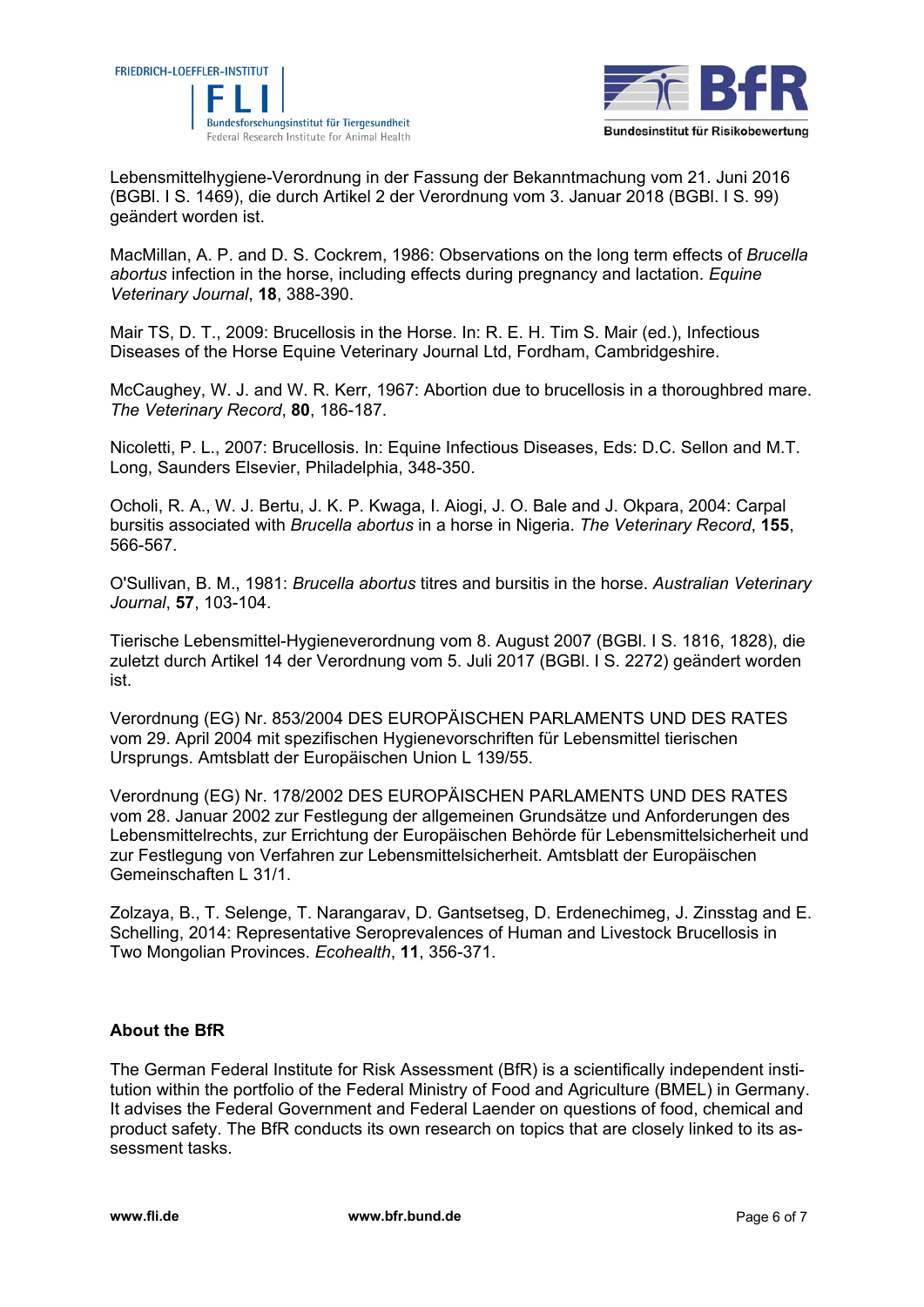Lebensmittelhygiene-Verordnung in der Fassung der Bekanntmachung vom 21. Juni 2016 (BGBl. I S. 1469), die durch Artikel 2 der Verordnung vom 3. Januar 2018 (BGBl. I S. 99) geändert worden ist.

MacMillan, A. P. and D. S. Cockrem, 1986: Observations on the long term effects of *Brucella abortus* infection in the horse, including effects during pregnancy and lactation. *Equine Veterinary Journal*, **18**, 388-390.

Mair TS, D. T., 2009: Brucellosis in the Horse. In: R. E. H. Tim S. Mair (ed.), Infectious Diseases of the Horse Equine Veterinary Journal Ltd, Fordham, Cambridgeshire.

McCaughey, W. J. and W. R. Kerr, 1967: Abortion due to brucellosis in a thoroughbred mare. *The Veterinary Record*, **80**, 186-187.

Nicoletti, P. L., 2007: Brucellosis. In: Equine Infectious Diseases, Eds: D.C. Sellon and M.T. Long, Saunders Elsevier, Philadelphia, 348-350.

Ocholi, R. A., W. J. Bertu, J. K. P. Kwaga, I. Aiogi, J. O. Bale and J. Okpara, 2004: Carpal bursitis associated with *Brucella abortus* in a horse in Nigeria. *The Veterinary Record*, **155**, 566-567.

O'Sullivan, B. M., 1981: *Brucella abortus* titres and bursitis in the horse. *Australian Veterinary Journal*, **57**, 103-104.

Tierische Lebensmittel-Hygieneverordnung vom 8. August 2007 (BGBl. I S. 1816, 1828), die zuletzt durch Artikel 14 der Verordnung vom 5. Juli 2017 (BGBl. I S. 2272) geändert worden ist.

Verordnung (EG) Nr. 853/2004 DES EUROPÄISCHEN PARLAMENTS UND DES RATES vom 29. April 2004 mit spezifischen Hygienevorschriften für Lebensmittel tierischen Ursprungs. Amtsblatt der Europäischen Union L 139/55.

Verordnung (EG) Nr. 178/2002 DES EUROPÄISCHEN PARLAMENTS UND DES RATES vom 28. Januar 2002 zur Festlegung der allgemeinen Grundsätze und Anforderungen des Lebensmittelrechts, zur Errichtung der Europäischen Behörde für Lebensmittelsicherheit und zur Festlegung von Verfahren zur Lebensmittelsicherheit. Amtsblatt der Europäischen Gemeinschaften L 31/1.

Zolzaya, B., T. Selenge, T. Narangarav, D. Gantsetseg, D. Erdenechimeg, J. Zinsstag and E. Schelling, 2014: Representative Seroprevalences of Human and Livestock Brucellosis in Two Mongolian Provinces. *Ecohealth*, **11**, 356-371.

**About the BfR**

The German Federal Institute for Risk Assessment (BfR) is a scientifically independent institution within the portfolio of the Federal Ministry of Food and Agriculture (BMEL) in Germany. It advises the Federal Government and Federal Laender on questions of food, chemical and product safety. The BfR conducts its own research on topics that are closely linked to its assessment tasks.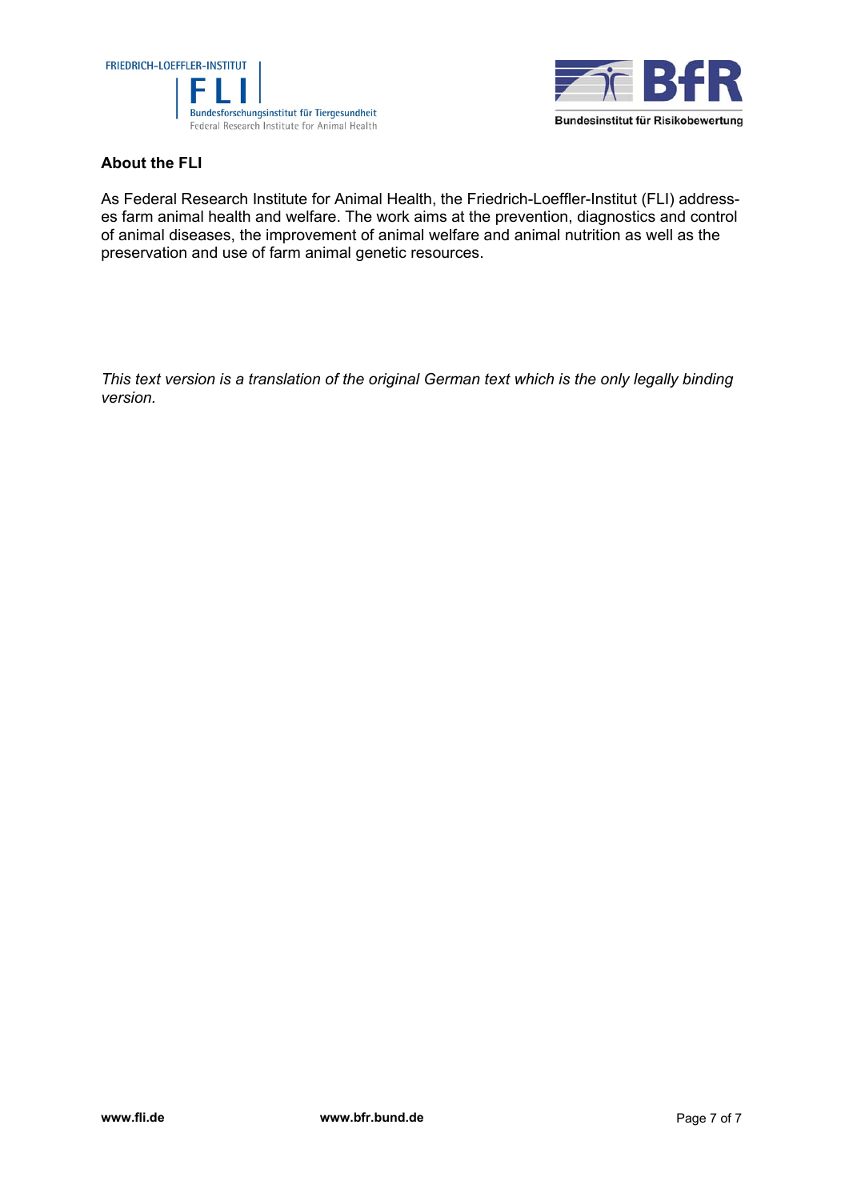## About the FLI

As Federal Research Institute for Animal Health, the Friedrich-Loeffler-Institut (FLI) addresses farm animal health and welfare. The work aims at the prevention, diagnostics and control of animal diseases, the improvement of animal welfare and animal nutrition as well as the preservation and use of farm animal genetic resources.

*This text version is a translation of the original German text which is the only legally binding version.*